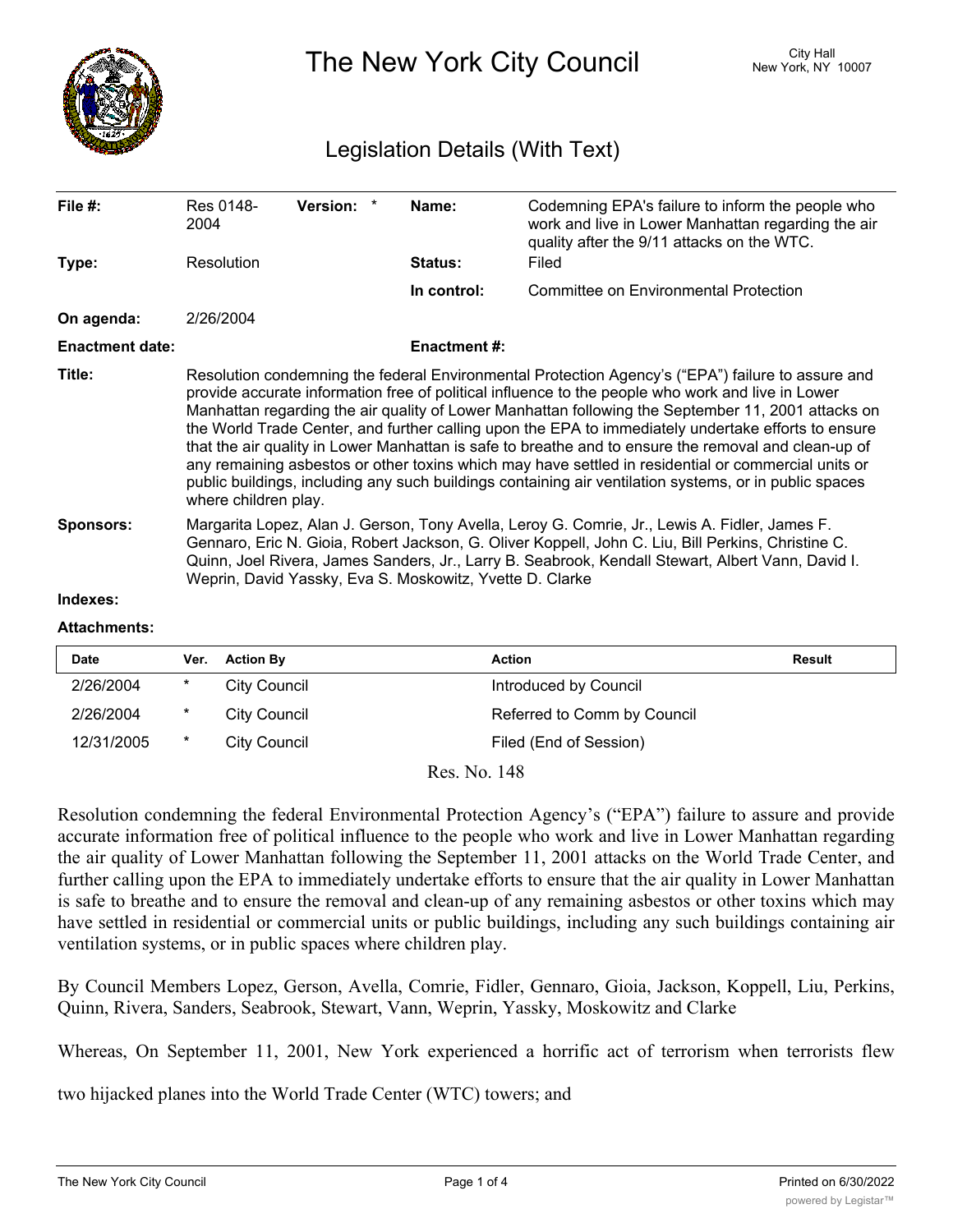# The New York City Council

City Hall
New York, NY 10007

## Legislation Details (With Text)

| | | | | | |
|---|---|---|---|---|---|
| **File #:** | Res 0148-2004 | **Version:** | * | **Name:** | Codemning EPA's failure to inform the people who work and live in Lower Manhattan regarding the air quality after the 9/11 attacks on the WTC. |
| **Type:** | Resolution | | | **Status:** | Filed |
| | | | | **In control:** | Committee on Environmental Protection |
| **On agenda:** | 2/26/2004 | | | | |
| **Enactment date:** | | | | **Enactment #:** | |

**Title:** Resolution condemning the federal Environmental Protection Agency's ("EPA") failure to assure and provide accurate information free of political influence to the people who work and live in Lower Manhattan regarding the air quality of Lower Manhattan following the September 11, 2001 attacks on the World Trade Center, and further calling upon the EPA to immediately undertake efforts to ensure that the air quality in Lower Manhattan is safe to breathe and to ensure the removal and clean-up of any remaining asbestos or other toxins which may have settled in residential or commercial units or public buildings, including any such buildings containing air ventilation systems, or in public spaces where children play.

**Sponsors:** Margarita Lopez, Alan J. Gerson, Tony Avella, Leroy G. Comrie, Jr., Lewis A. Fidler, James F. Gennaro, Eric N. Gioia, Robert Jackson, G. Oliver Koppell, John C. Liu, Bill Perkins, Christine C. Quinn, Joel Rivera, James Sanders, Jr., Larry B. Seabrook, Kendall Stewart, Albert Vann, David I. Weprin, David Yassky, Eva S. Moskowitz, Yvette D. Clarke

**Indexes:**

**Attachments:**

| Date | Ver. | Action By | Action | Result |
|---|---|---|---|---|
| 2/26/2004 | * | City Council | Introduced by Council | |
| 2/26/2004 | * | City Council | Referred to Comm by Council | |
| 12/31/2005 | * | City Council | Filed (End of Session) | |

Res. No. 148

Resolution condemning the federal Environmental Protection Agency's ("EPA") failure to assure and provide accurate information free of political influence to the people who work and live in Lower Manhattan regarding the air quality of Lower Manhattan following the September 11, 2001 attacks on the World Trade Center, and further calling upon the EPA to immediately undertake efforts to ensure that the air quality in Lower Manhattan is safe to breathe and to ensure the removal and clean-up of any remaining asbestos or other toxins which may have settled in residential or commercial units or public buildings, including any such buildings containing air ventilation systems, or in public spaces where children play.

By Council Members Lopez, Gerson, Avella, Comrie, Fidler, Gennaro, Gioia, Jackson, Koppell, Liu, Perkins, Quinn, Rivera, Sanders, Seabrook, Stewart, Vann, Weprin, Yassky, Moskowitz and Clarke

Whereas, On September 11, 2001, New York experienced a horrific act of terrorism when terrorists flew two hijacked planes into the World Trade Center (WTC) towers; and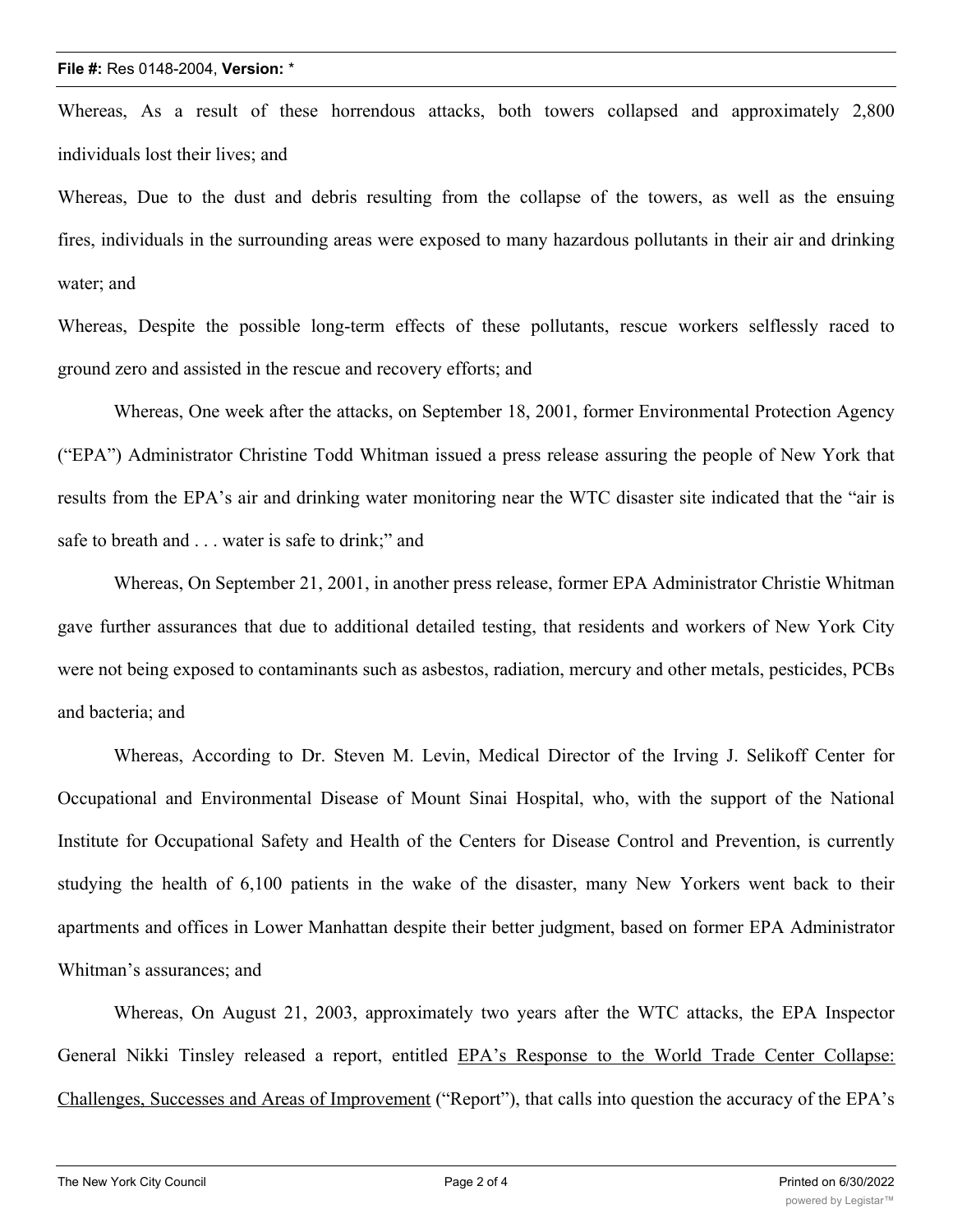Whereas, As a result of these horrendous attacks, both towers collapsed and approximately 2,800 individuals lost their lives; and

Whereas, Due to the dust and debris resulting from the collapse of the towers, as well as the ensuing fires, individuals in the surrounding areas were exposed to many hazardous pollutants in their air and drinking water; and

Whereas, Despite the possible long-term effects of these pollutants, rescue workers selflessly raced to ground zero and assisted in the rescue and recovery efforts; and

Whereas, One week after the attacks, on September 18, 2001, former Environmental Protection Agency ("EPA") Administrator Christine Todd Whitman issued a press release assuring the people of New York that results from the EPA's air and drinking water monitoring near the WTC disaster site indicated that the "air is safe to breath and . . . water is safe to drink;" and

Whereas, On September 21, 2001, in another press release, former EPA Administrator Christie Whitman gave further assurances that due to additional detailed testing, that residents and workers of New York City were not being exposed to contaminants such as asbestos, radiation, mercury and other metals, pesticides, PCBs and bacteria; and

Whereas, According to Dr. Steven M. Levin, Medical Director of the Irving J. Selikoff Center for Occupational and Environmental Disease of Mount Sinai Hospital, who, with the support of the National Institute for Occupational Safety and Health of the Centers for Disease Control and Prevention, is currently studying the health of 6,100 patients in the wake of the disaster, many New Yorkers went back to their apartments and offices in Lower Manhattan despite their better judgment, based on former EPA Administrator Whitman's assurances; and

Whereas, On August 21, 2003, approximately two years after the WTC attacks, the EPA Inspector General Nikki Tinsley released a report, entitled EPA's Response to the World Trade Center Collapse: Challenges, Successes and Areas of Improvement ("Report"), that calls into question the accuracy of the EPA's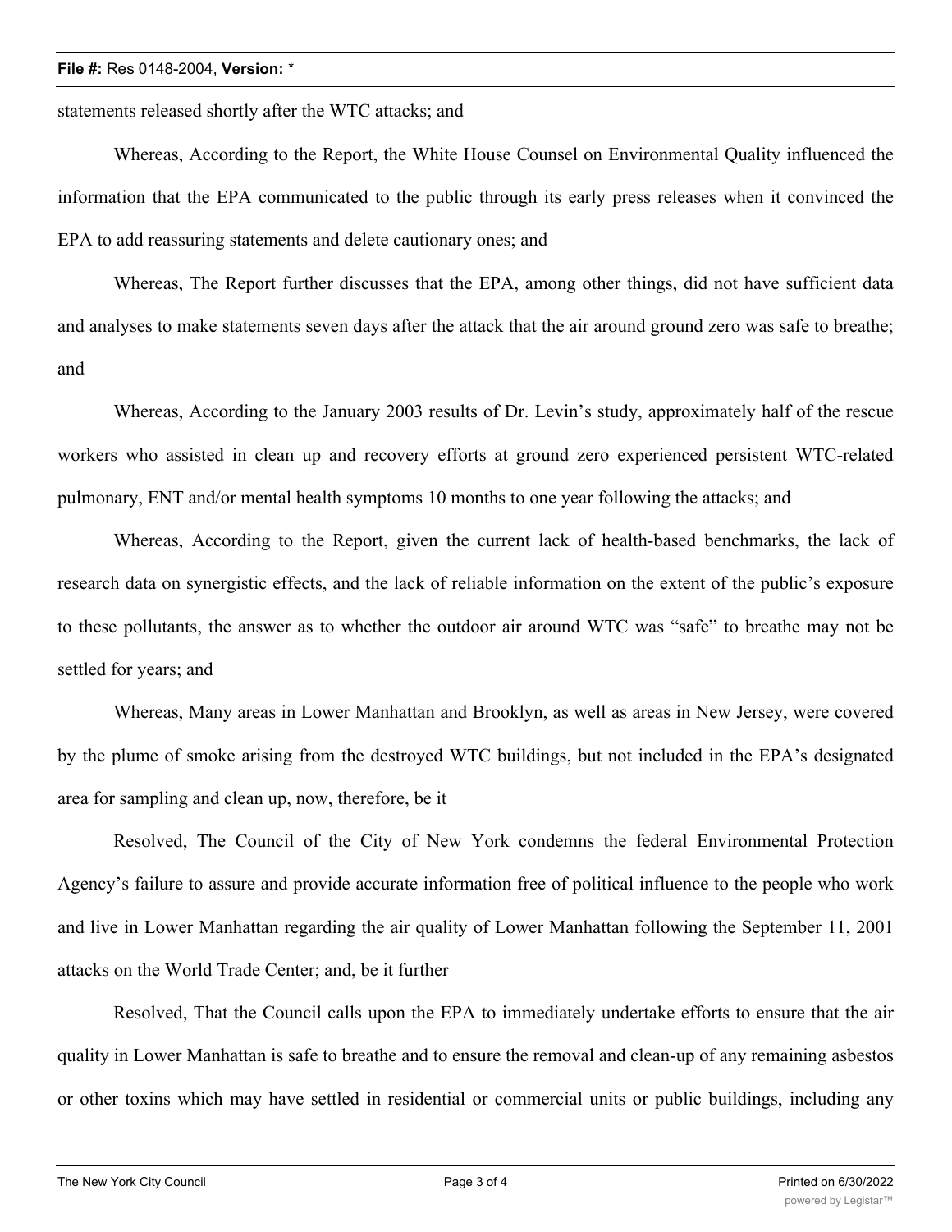statements released shortly after the WTC attacks; and

Whereas, According to the Report, the White House Counsel on Environmental Quality influenced the information that the EPA communicated to the public through its early press releases when it convinced the EPA to add reassuring statements and delete cautionary ones; and

Whereas, The Report further discusses that the EPA, among other things, did not have sufficient data and analyses to make statements seven days after the attack that the air around ground zero was safe to breathe; and

Whereas, According to the January 2003 results of Dr. Levin's study, approximately half of the rescue workers who assisted in clean up and recovery efforts at ground zero experienced persistent WTC-related pulmonary, ENT and/or mental health symptoms 10 months to one year following the attacks; and

Whereas, According to the Report, given the current lack of health-based benchmarks, the lack of research data on synergistic effects, and the lack of reliable information on the extent of the public's exposure to these pollutants, the answer as to whether the outdoor air around WTC was "safe" to breathe may not be settled for years; and

Whereas, Many areas in Lower Manhattan and Brooklyn, as well as areas in New Jersey, were covered by the plume of smoke arising from the destroyed WTC buildings, but not included in the EPA's designated area for sampling and clean up, now, therefore, be it

Resolved, The Council of the City of New York condemns the federal Environmental Protection Agency's failure to assure and provide accurate information free of political influence to the people who work and live in Lower Manhattan regarding the air quality of Lower Manhattan following the September 11, 2001 attacks on the World Trade Center; and, be it further

Resolved, That the Council calls upon the EPA to immediately undertake efforts to ensure that the air quality in Lower Manhattan is safe to breathe and to ensure the removal and clean-up of any remaining asbestos or other toxins which may have settled in residential or commercial units or public buildings, including any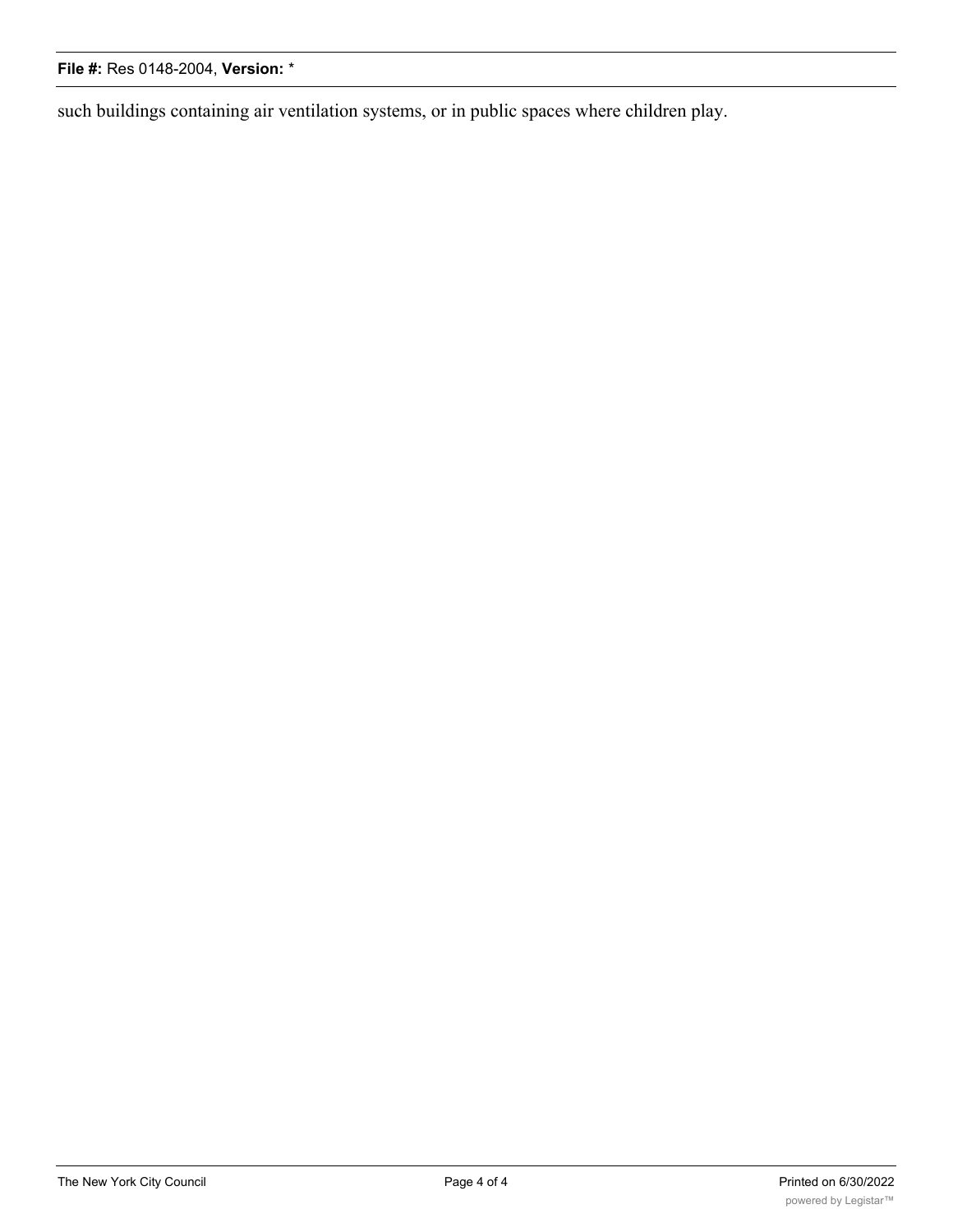such buildings containing air ventilation systems, or in public spaces where children play.